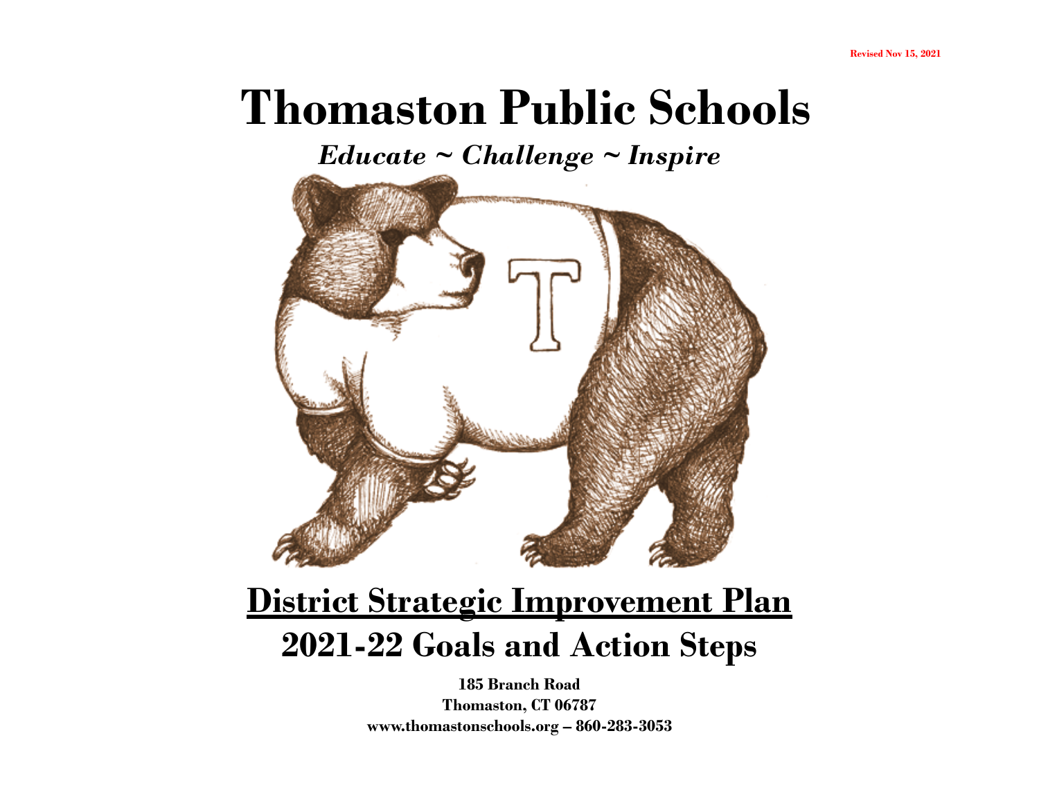Revised Nov 15, 2021

# Thomaston Public Schools

***Educate ~ Challenge ~ Inspire***

# District Strategic Improvement Plan

# 2021-22 Goals and Action Steps

**185 Branch Road**

**Thomaston, CT 06787**

**www.thomastonschools.org – 860-283-3053**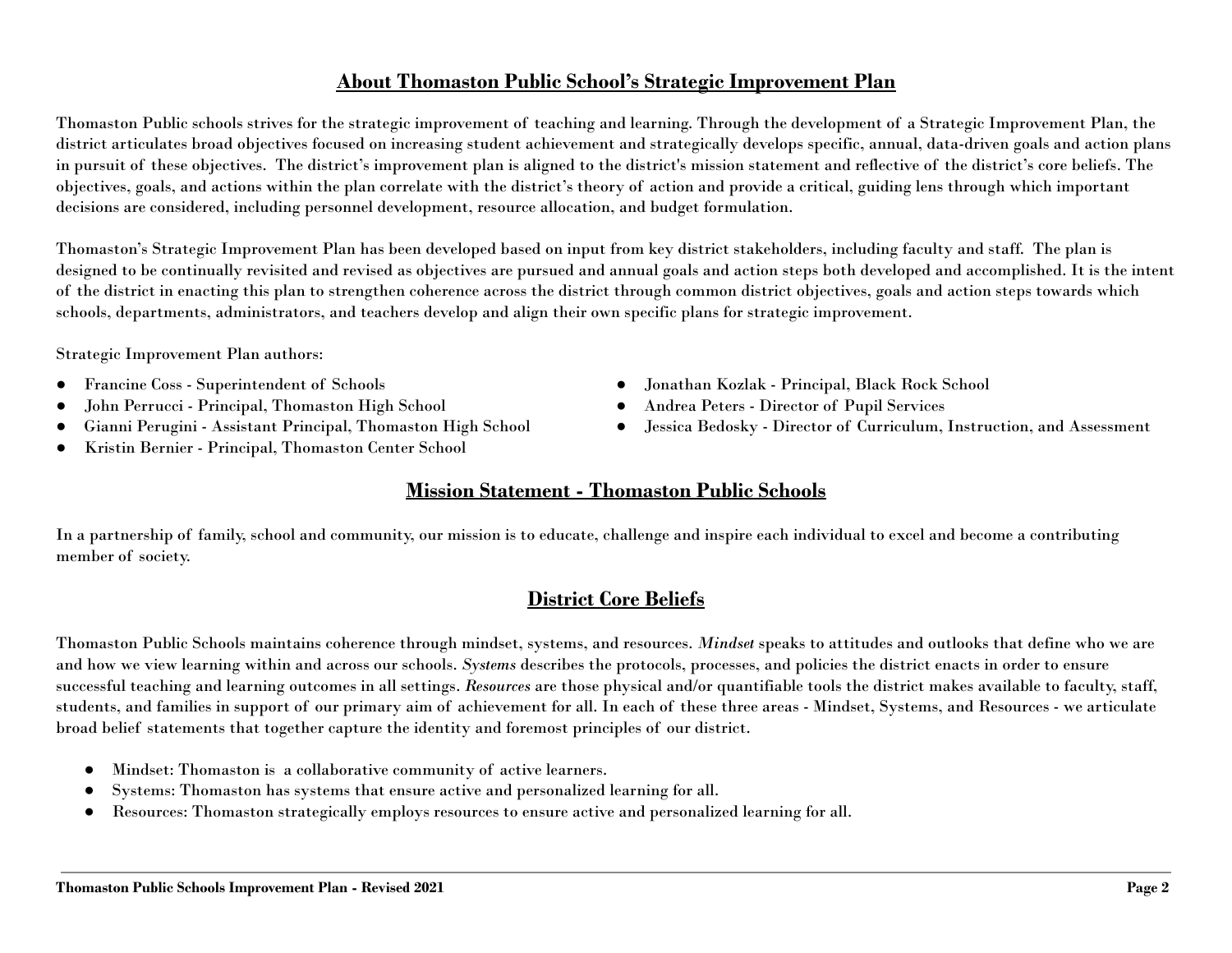## About Thomaston Public School's Strategic Improvement Plan

Thomaston Public schools strives for the strategic improvement of teaching and learning. Through the development of a Strategic Improvement Plan, the district articulates broad objectives focused on increasing student achievement and strategically develops specific, annual, data-driven goals and action plans in pursuit of these objectives. The district's improvement plan is aligned to the district's mission statement and reflective of the district's core beliefs. The objectives, goals, and actions within the plan correlate with the district's theory of action and provide a critical, guiding lens through which important decisions are considered, including personnel development, resource allocation, and budget formulation.

Thomaston's Strategic Improvement Plan has been developed based on input from key district stakeholders, including faculty and staff. The plan is designed to be continually revisited and revised as objectives are pursued and annual goals and action steps both developed and accomplished. It is the intent of the district in enacting this plan to strengthen coherence across the district through common district objectives, goals and action steps towards which schools, departments, administrators, and teachers develop and align their own specific plans for strategic improvement.

Strategic Improvement Plan authors:

- Francine Coss - Superintendent of Schools
- John Perrucci - Principal, Thomaston High School
- Gianni Perugini - Assistant Principal, Thomaston High School
- Kristin Bernier - Principal, Thomaston Center School
- Jonathan Kozlak - Principal, Black Rock School
- Andrea Peters - Director of Pupil Services
- Jessica Bedosky - Director of Curriculum, Instruction, and Assessment

## Mission Statement - Thomaston Public Schools

In a partnership of family, school and community, our mission is to educate, challenge and inspire each individual to excel and become a contributing member of society.

## District Core Beliefs

Thomaston Public Schools maintains coherence through mindset, systems, and resources. *Mindset* speaks to attitudes and outlooks that define who we are and how we view learning within and across our schools. *Systems* describes the protocols, processes, and policies the district enacts in order to ensure successful teaching and learning outcomes in all settings. ***Resources*** are those physical and/or quantifiable tools the district makes available to faculty, staff, students, and families in support of our primary aim of achievement for all. In each of these three areas - Mindset, Systems, and Resources - we articulate broad belief statements that together capture the identity and foremost principles of our district.

- Mindset: Thomaston is a collaborative community of active learners.
- Systems: Thomaston has systems that ensure active and personalized learning for all.
- Resources: Thomaston strategically employs resources to ensure active and personalized learning for all.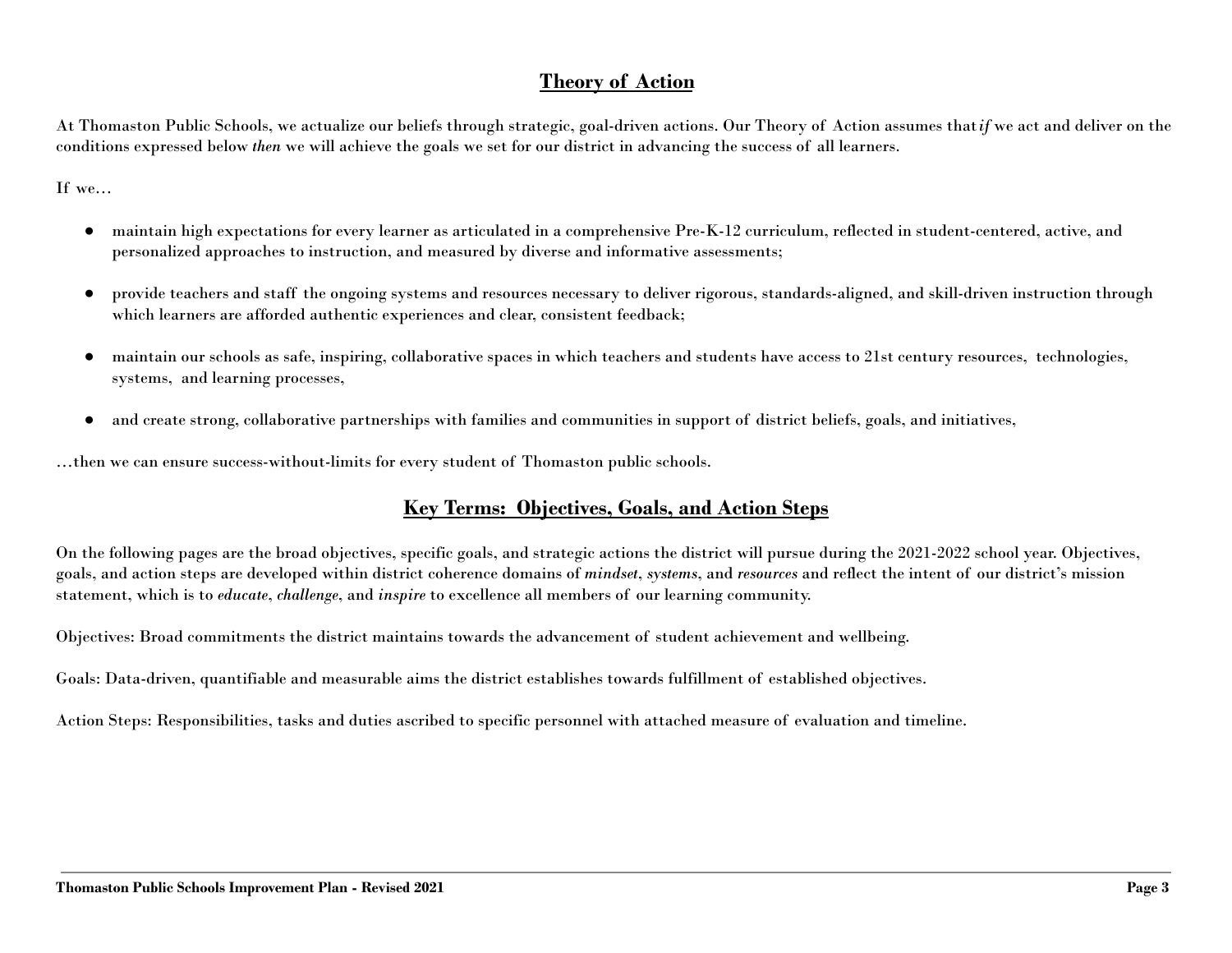## Theory of Action

At Thomaston Public Schools, we actualize our beliefs through strategic, goal-driven actions. Our Theory of Action assumes that *if* we act and deliver on the conditions expressed below *then* we will achieve the goals we set for our district in advancing the success of all learners.

If we…

- maintain high expectations for every learner as articulated in a comprehensive Pre-K-12 curriculum, reflected in student-centered, active, and personalized approaches to instruction, and measured by diverse and informative assessments;
- provide teachers and staff the ongoing systems and resources necessary to deliver rigorous, standards-aligned, and skill-driven instruction through which learners are afforded authentic experiences and clear, consistent feedback;
- maintain our schools as safe, inspiring, collaborative spaces in which teachers and students have access to 21st century resources, technologies, systems, and learning processes,
- and create strong, collaborative partnerships with families and communities in support of district beliefs, goals, and initiatives,

…then we can ensure success-without-limits for every student of Thomaston public schools.

## Key Terms: Objectives, Goals, and Action Steps

On the following pages are the broad objectives, specific goals, and strategic actions the district will pursue during the 2021-2022 school year. Objectives, goals, and action steps are developed within district coherence domains of *mindset*, *systems*, and *resources* and reflect the intent of our district's mission statement, which is to *educate*, *challenge*, and *inspire* to excellence all members of our learning community.

Objectives: Broad commitments the district maintains towards the advancement of student achievement and wellbeing.

Goals: Data-driven, quantifiable and measurable aims the district establishes towards fulfillment of established objectives.

Action Steps: Responsibilities, tasks and duties ascribed to specific personnel with attached measure of evaluation and timeline.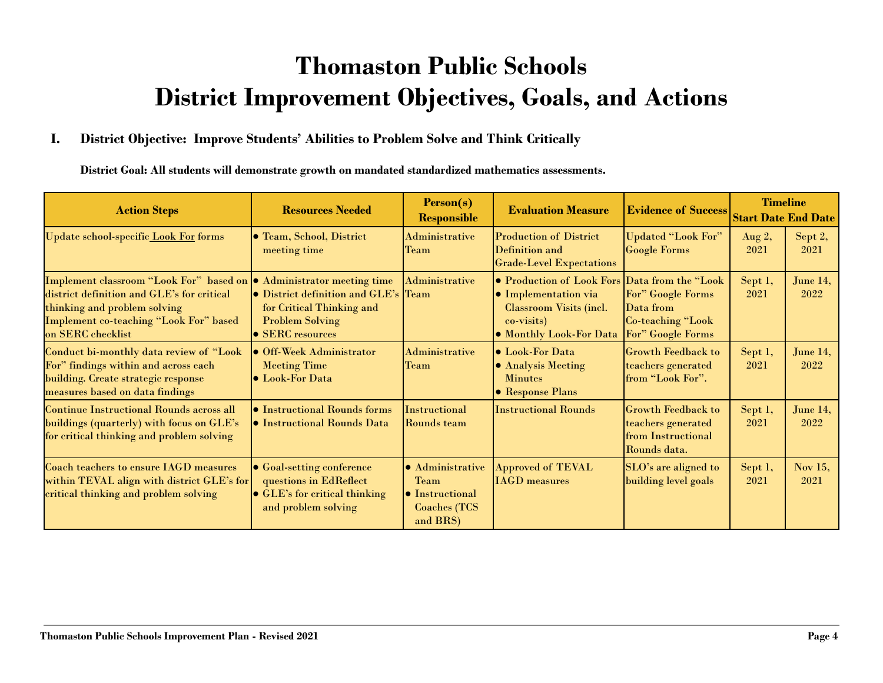# Thomaston Public Schools
# District Improvement Objectives, Goals, and Actions

## I. District Objective: Improve Students' Abilities to Problem Solve and Think Critically

**District Goal: All students will demonstrate growth on mandated standardized mathematics assessments.**

| Action Steps | Resources Needed | Person(s) Responsible | Evaluation Measure | Evidence of Success | Timeline Start Date | Timeline End Date |
|---|---|---|---|---|---|---|
| Update school-specific Look For forms | • Team, School, District meeting time | Administrative Team | Production of District Definition and Grade-Level Expectations | Updated "Look For" Google Forms | Aug 2, 2021 | Sept 2, 2021 |
| Implement classroom "Look For" based on district definition and GLE's for critical thinking and problem solving<br>Implement co-teaching "Look For" based on SERC checklist | • Administrator meeting time<br>• District definition and GLE's for Critical Thinking and Problem Solving<br>• SERC resources | Administrative Team | • Production of Look Fors<br>• Implementation via Classroom Visits (incl. co-visits)<br>• Monthly Look-For Data | Data from the "Look For" Google Forms<br>Data from Co-teaching "Look For" Google Forms | Sept 1, 2021 | June 14, 2022 |
| Conduct bi-monthly data review of "Look For" findings within and across each building. Create strategic response measures based on data findings | • Off-Week Administrator Meeting Time<br>• Look-For Data | Administrative Team | • Look-For Data<br>• Analysis Meeting Minutes<br>• Response Plans | Growth Feedback to teachers generated from "Look For". | Sept 1, 2021 | June 14, 2022 |
| Continue Instructional Rounds across all buildings (quarterly) with focus on GLE's for critical thinking and problem solving | • Instructional Rounds forms<br>• Instructional Rounds Data | Instructional Rounds team | Instructional Rounds | Growth Feedback to teachers generated from Instructional Rounds data. | Sept 1, 2021 | June 14, 2022 |
| Coach teachers to ensure IAGD measures within TEVAL align with district GLE's for critical thinking and problem solving | • Goal-setting conference questions in EdReflect<br>• GLE's for critical thinking and problem solving | • Administrative Team<br>• Instructional Coaches (TCS and BRS) | Approved of TEVAL IAGD measures | SLO's are aligned to building level goals | Sept 1, 2021 | Nov 15, 2021 |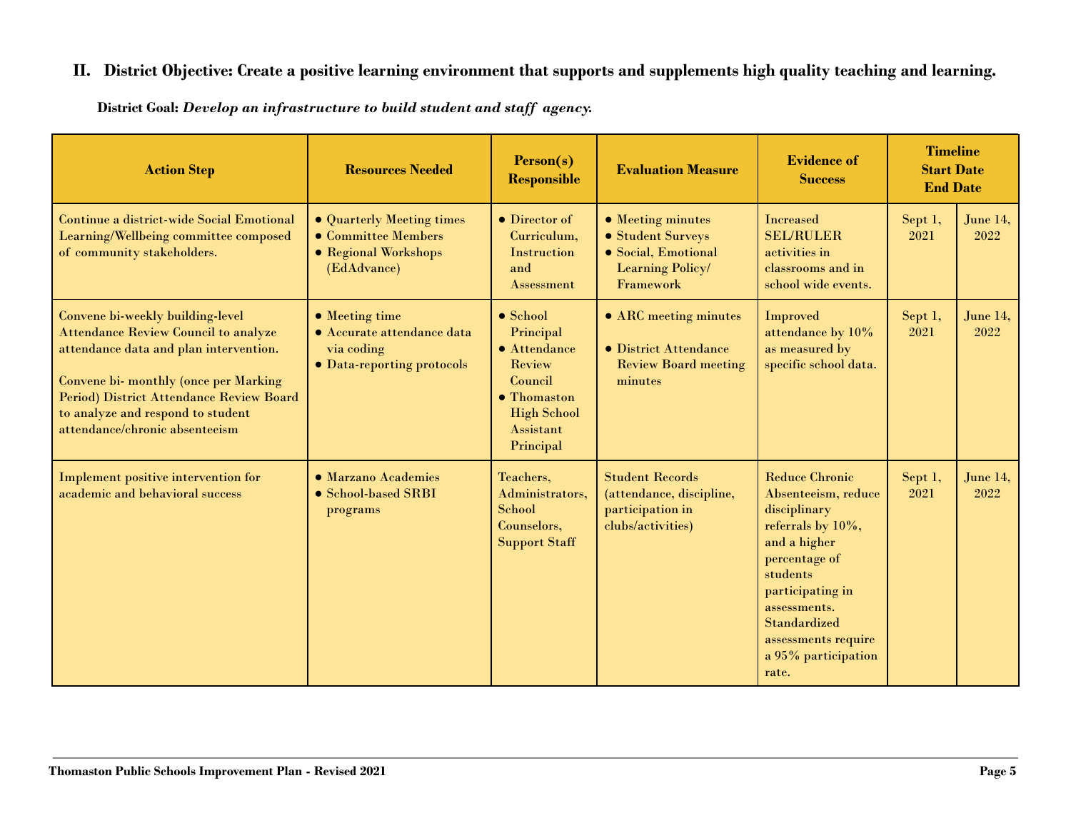## II. District Objective: Create a positive learning environment that supports and supplements high quality teaching and learning.

**District Goal:** ***Develop an infrastructure to build student and staff agency.***

| Action Step | Resources Needed | Person(s) Responsible | Evaluation Measure | Evidence of Success | Timeline Start Date | End Date |
|---|---|---|---|---|---|---|
| Continue a district-wide Social Emotional Learning/Wellbeing committee composed of community stakeholders. | • Quarterly Meeting times<br>• Committee Members<br>• Regional Workshops (EdAdvance) | • Director of Curriculum, Instruction and Assessment | • Meeting minutes<br>• Student Surveys<br>• Social, Emotional Learning Policy/ Framework | Increased SEL/RULER activities in classrooms and in school wide events. | Sept 1, 2021 | June 14, 2022 |
| Convene bi-weekly building-level Attendance Review Council to analyze attendance data and plan intervention.<br><br>Convene bi- monthly (once per Marking Period) District Attendance Review Board to analyze and respond to student attendance/chronic absenteeism | • Meeting time<br>• Accurate attendance data via coding<br>• Data-reporting protocols | • School Principal<br>• Attendance Review Council<br>• Thomaston High School Assistant Principal | • ARC meeting minutes<br><br>• District Attendance Review Board meeting minutes | Improved attendance by 10% as measured by specific school data. | Sept 1, 2021 | June 14, 2022 |
| Implement positive intervention for academic and behavioral success | • Marzano Academies<br>• School-based SRBI programs | Teachers, Administrators, School Counselors, Support Staff | Student Records (attendance, discipline, participation in clubs/activities) | Reduce Chronic Absenteeism, reduce disciplinary referrals by 10%, and a higher percentage of students participating in assessments. Standardized assessments require a 95% participation rate. | Sept 1, 2021 | June 14, 2022 |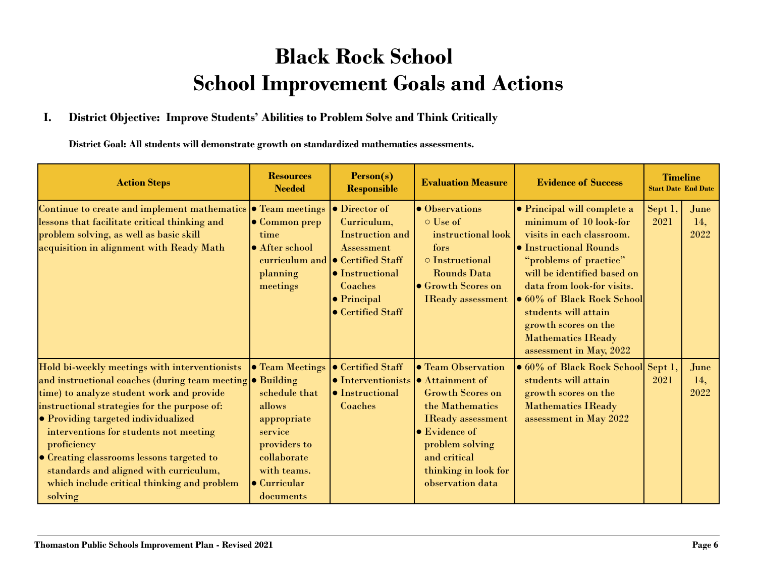# Black Rock School
# School Improvement Goals and Actions

## I. District Objective: Improve Students' Abilities to Problem Solve and Think Critically

**District Goal: All students will demonstrate growth on standardized mathematics assessments.**

| Action Steps | Resources Needed | Person(s) Responsible | Evaluation Measure | Evidence of Success | Timeline Start Date | End Date |
|---|---|---|---|---|---|---|
| Continue to create and implement mathematics lessons that facilitate critical thinking and problem solving, as well as basic skill acquisition in alignment with Ready Math | • Team meetings<br>• Common prep time<br>• After school curriculum and planning meetings | • Director of Curriculum, Instruction and Assessment<br>• Certified Staff<br>• Instructional Coaches<br>• Principal<br>• Certified Staff | • Observations<br>○ Use of instructional look fors<br>○ Instructional Rounds Data<br>• Growth Scores on IReady assessment | • Principal will complete a minimum of 10 look-for visits in each classroom.<br>• Instructional Rounds "problems of practice" will be identified based on data from look-for visits.<br>• 60% of Black Rock School students will attain growth scores on the Mathematics IReady assessment in May, 2022 | Sept 1, 2021 | June 14, 2022 |
| Hold bi-weekly meetings with interventionists and instructional coaches (during team meeting time) to analyze student work and provide instructional strategies for the purpose of:<br>• Providing targeted individualized interventions for students not meeting proficiency<br>• Creating classrooms lessons targeted to standards and aligned with curriculum, which include critical thinking and problem solving | • Team Meetings<br>• Building schedule that allows appropriate service providers to collaborate with teams.<br>• Curricular documents | • Certified Staff<br>• Interventionists<br>• Instructional Coaches | • Team Observation<br>• Attainment of Growth Scores on the Mathematics IReady assessment<br>• Evidence of problem solving and critical thinking in look for observation data | • 60% of Black Rock School students will attain growth scores on the Mathematics IReady assessment in May 2022 | Sept 1, 2021 | June 14, 2022 |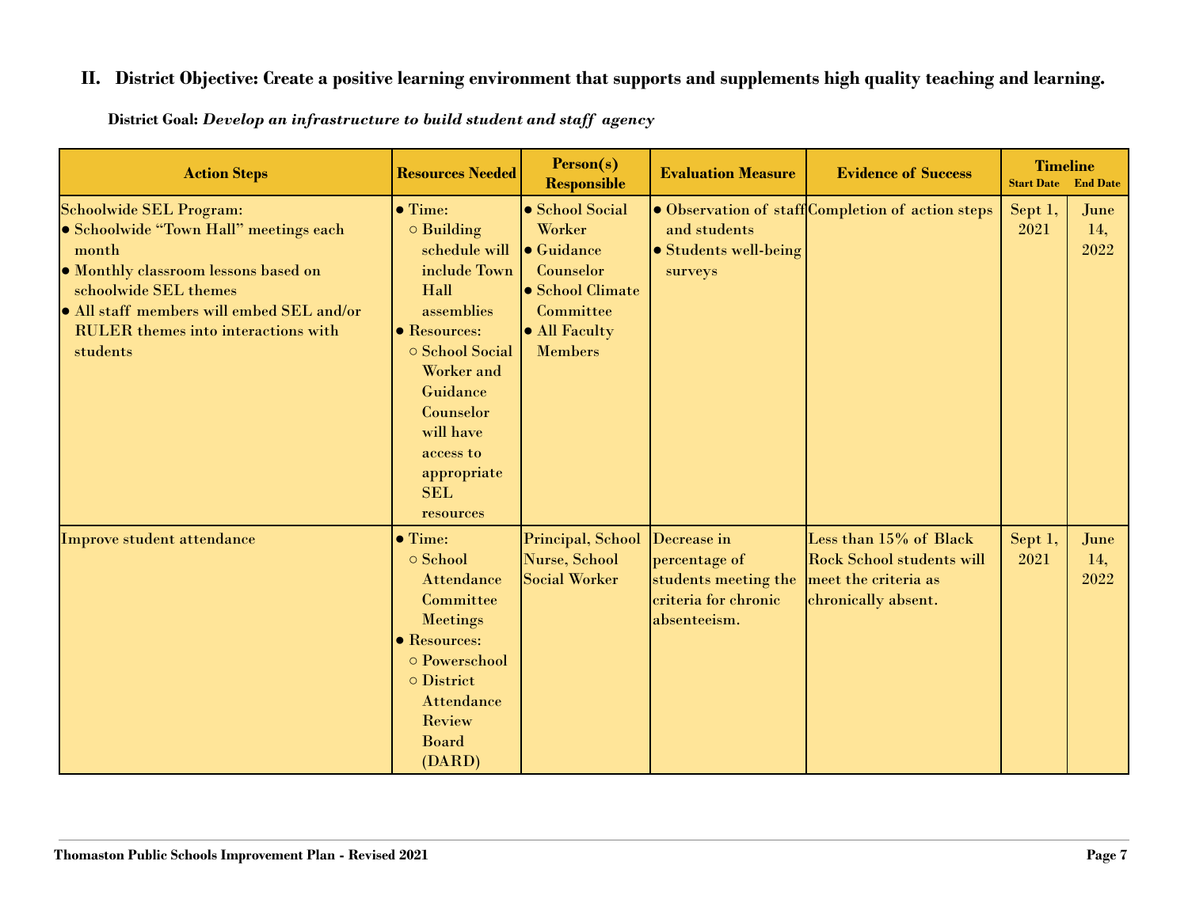## II. District Objective: Create a positive learning environment that supports and supplements high quality teaching and learning.

**District Goal:** ***Develop an infrastructure to build student and staff agency***

| Action Steps | Resources Needed | Person(s) Responsible | Evaluation Measure | Evidence of Success | Timeline | |
|---|---|---|---|---|---|---|
| | | | | | Start Date | End Date |
| Schoolwide SEL Program:<br>• Schoolwide "Town Hall" meetings each month<br>• Monthly classroom lessons based on schoolwide SEL themes<br>• All staff members will embed SEL and/or RULER themes into interactions with students | • Time:<br>○ Building schedule will include Town Hall assemblies<br>• Resources:<br>○ School Social Worker and Guidance Counselor will have access to appropriate SEL resources | • School Social Worker<br>• Guidance Counselor<br>• School Climate Committee<br>• All Faculty Members | • Observation of staff and students<br>• Students well-being surveys | Completion of action steps | Sept 1, 2021 | June 14, 2022 |
| Improve student attendance | • Time:<br>○ School Attendance Committee Meetings<br>• Resources:<br>○ Powerschool<br>○ District Attendance Review Board (DARD) | Principal, School Nurse, School Social Worker | Decrease in percentage of students meeting the criteria for chronic absenteeism. | Less than 15% of Black Rock School students will meet the criteria as chronically absent. | Sept 1, 2021 | June 14, 2022 |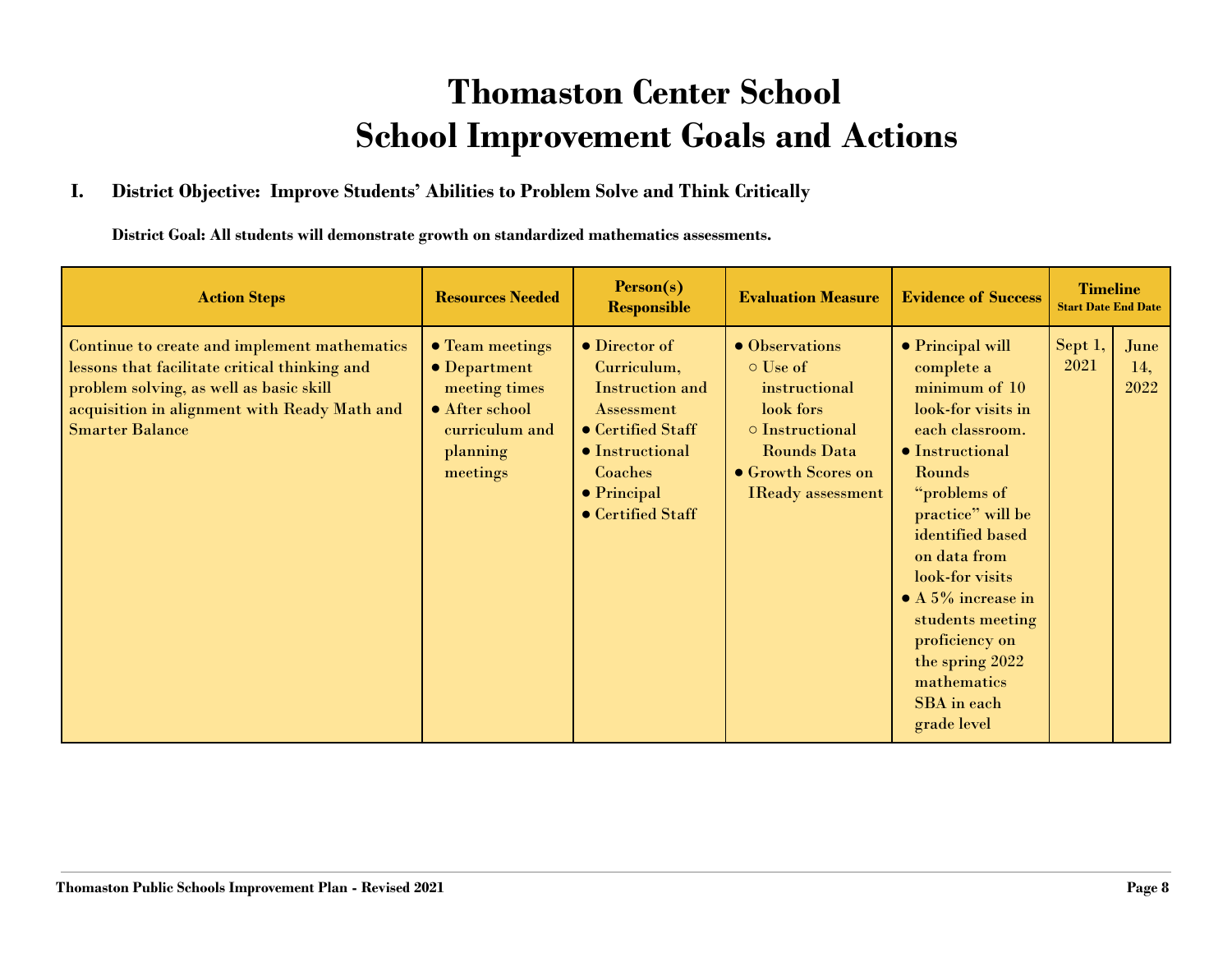# Thomaston Center School
# School Improvement Goals and Actions

## I. District Objective: Improve Students' Abilities to Problem Solve and Think Critically

**District Goal: All students will demonstrate growth on standardized mathematics assessments.**

| Action Steps | Resources Needed | Person(s) Responsible | Evaluation Measure | Evidence of Success | Timeline Start Date | End Date |
|---|---|---|---|---|---|---|
| Continue to create and implement mathematics lessons that facilitate critical thinking and problem solving, as well as basic skill acquisition in alignment with Ready Math and Smarter Balance | • Team meetings<br>• Department meeting times<br>• After school curriculum and planning meetings | • Director of Curriculum, Instruction and Assessment<br>• Certified Staff<br>• Instructional Coaches<br>• Principal<br>• Certified Staff | • Observations<br>○ Use of instructional look fors<br>○ Instructional Rounds Data<br>• Growth Scores on IReady assessment | • Principal will complete a minimum of 10 look-for visits in each classroom.<br>• Instructional Rounds "problems of practice" will be identified based on data from look-for visits<br>• A 5% increase in students meeting proficiency on the spring 2022 mathematics SBA in each grade level | Sept 1, 2021 | June 14, 2022 |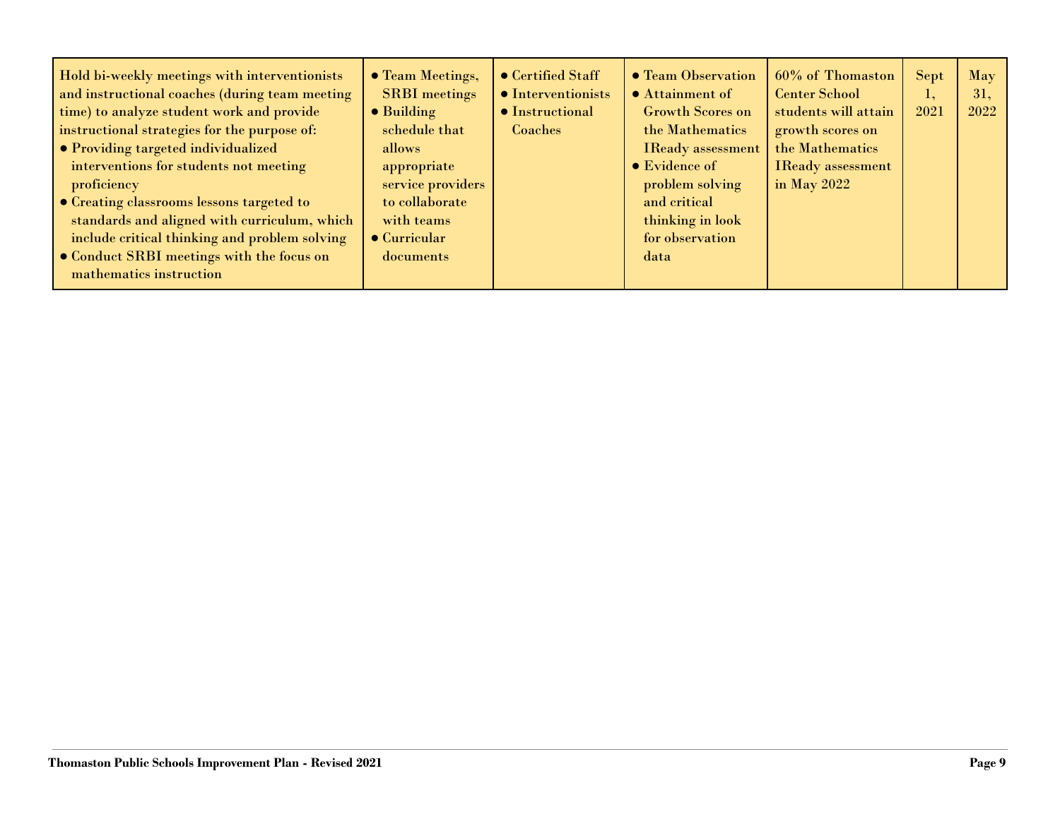| | | | | | | |
|---|---|---|---|---|---|---|
| Hold bi-weekly meetings with interventionists and instructional coaches (during team meeting time) to analyze student work and provide instructional strategies for the purpose of:<br>• Providing targeted individualized interventions for students not meeting proficiency<br>• Creating classrooms lessons targeted to standards and aligned with curriculum, which include critical thinking and problem solving<br>• Conduct SRBI meetings with the focus on mathematics instruction | • Team Meetings, SRBI meetings<br>• Building schedule that allows appropriate service providers to collaborate with teams<br>• Curricular documents | • Certified Staff<br>• Interventionists<br>• Instructional Coaches | • Team Observation<br>• Attainment of Growth Scores on the Mathematics IReady assessment<br>• Evidence of problem solving and critical thinking in look for observation data | 60% of Thomaston Center School students will attain growth scores on the Mathematics IReady assessment in May 2022 | Sept 1, 2021 | May 31, 2022 |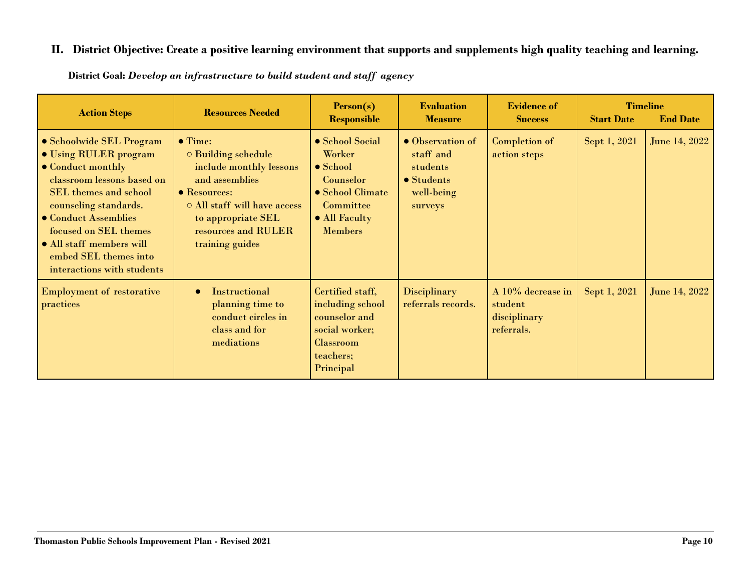## II. District Objective: Create a positive learning environment that supports and supplements high quality teaching and learning.

**District Goal:** ***Develop an infrastructure to build student and staff agency***

| Action Steps | Resources Needed | Person(s) Responsible | Evaluation Measure | Evidence of Success | Timeline | |
|---|---|---|---|---|---|---|
| | | | | | **Start Date** | **End Date** |
| • Schoolwide SEL Program<br>• Using RULER program<br>• Conduct monthly classroom lessons based on SEL themes and school counseling standards.<br>• Conduct Assemblies focused on SEL themes<br>• All staff members will embed SEL themes into interactions with students | • Time:<br>○ Building schedule include monthly lessons and assemblies<br>• Resources:<br>○ All staff will have access to appropriate SEL resources and RULER training guides | • School Social Worker<br>• School Counselor<br>• School Climate Committee<br>• All Faculty Members | • Observation of staff and students<br>• Students well-being surveys | Completion of action steps | Sept 1, 2021 | June 14, 2022 |
| Employment of restorative practices | • Instructional planning time to conduct circles in class and for mediations | Certified staff, including school counselor and social worker; Classroom teachers; Principal | Disciplinary referrals records. | A 10% decrease in student disciplinary referrals. | Sept 1, 2021 | June 14, 2022 |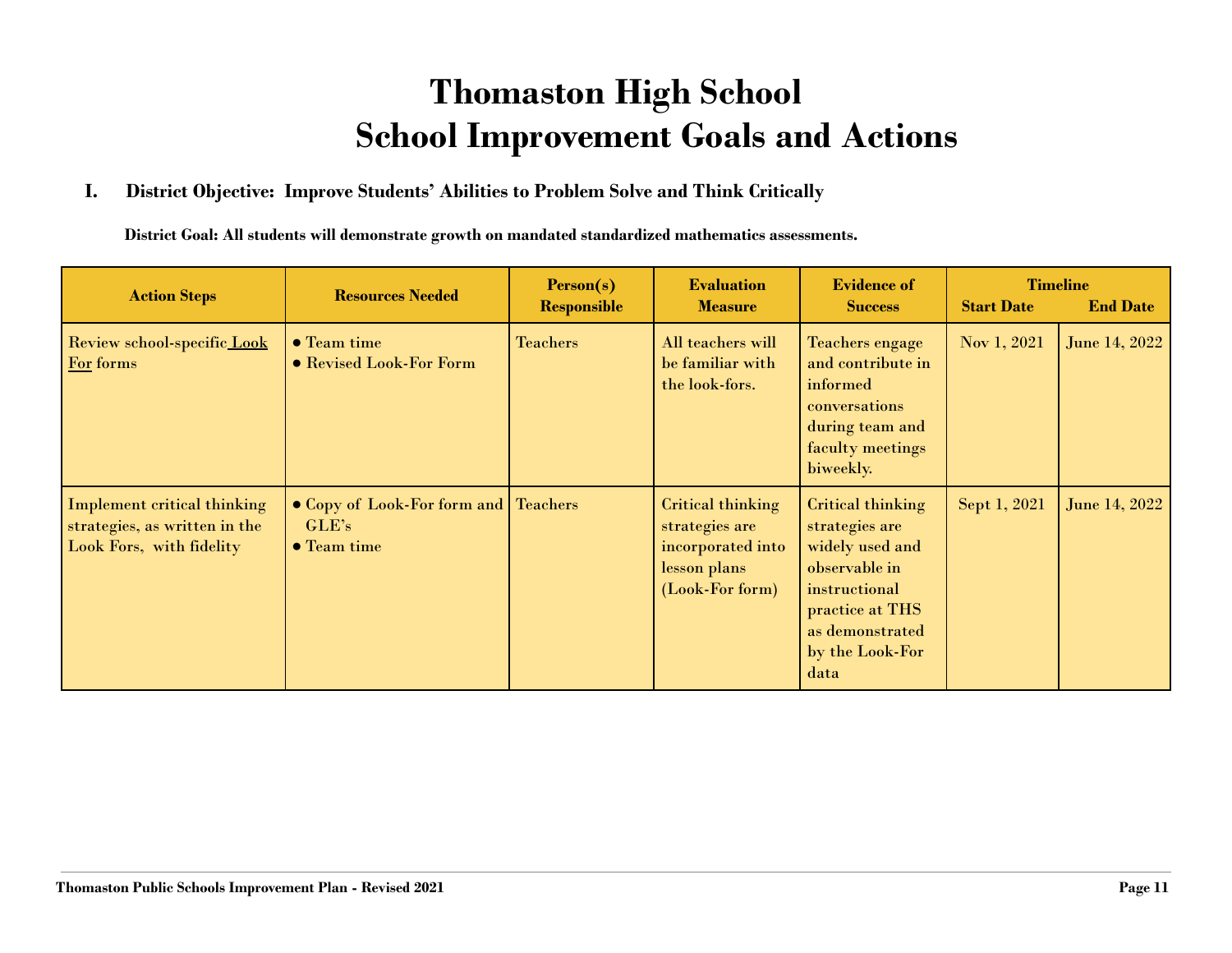# Thomaston High School
# School Improvement Goals and Actions

## I. District Objective: Improve Students' Abilities to Problem Solve and Think Critically

**District Goal: All students will demonstrate growth on mandated standardized mathematics assessments.**

| Action Steps | Resources Needed | Person(s) Responsible | Evaluation Measure | Evidence of Success | Timeline | |
|---|---|---|---|---|---|---|
| | | | | | Start Date | End Date |
| Review school-specific Look For forms | • Team time<br>• Revised Look-For Form | Teachers | All teachers will be familiar with the look-fors. | Teachers engage and contribute in informed conversations during team and faculty meetings biweekly. | Nov 1, 2021 | June 14, 2022 |
| Implement critical thinking strategies, as written in the Look Fors, with fidelity | • Copy of Look-For form and GLE's<br>• Team time | Teachers | Critical thinking strategies are incorporated into lesson plans (Look-For form) | Critical thinking strategies are widely used and observable in instructional practice at THS as demonstrated by the Look-For data | Sept 1, 2021 | June 14, 2022 |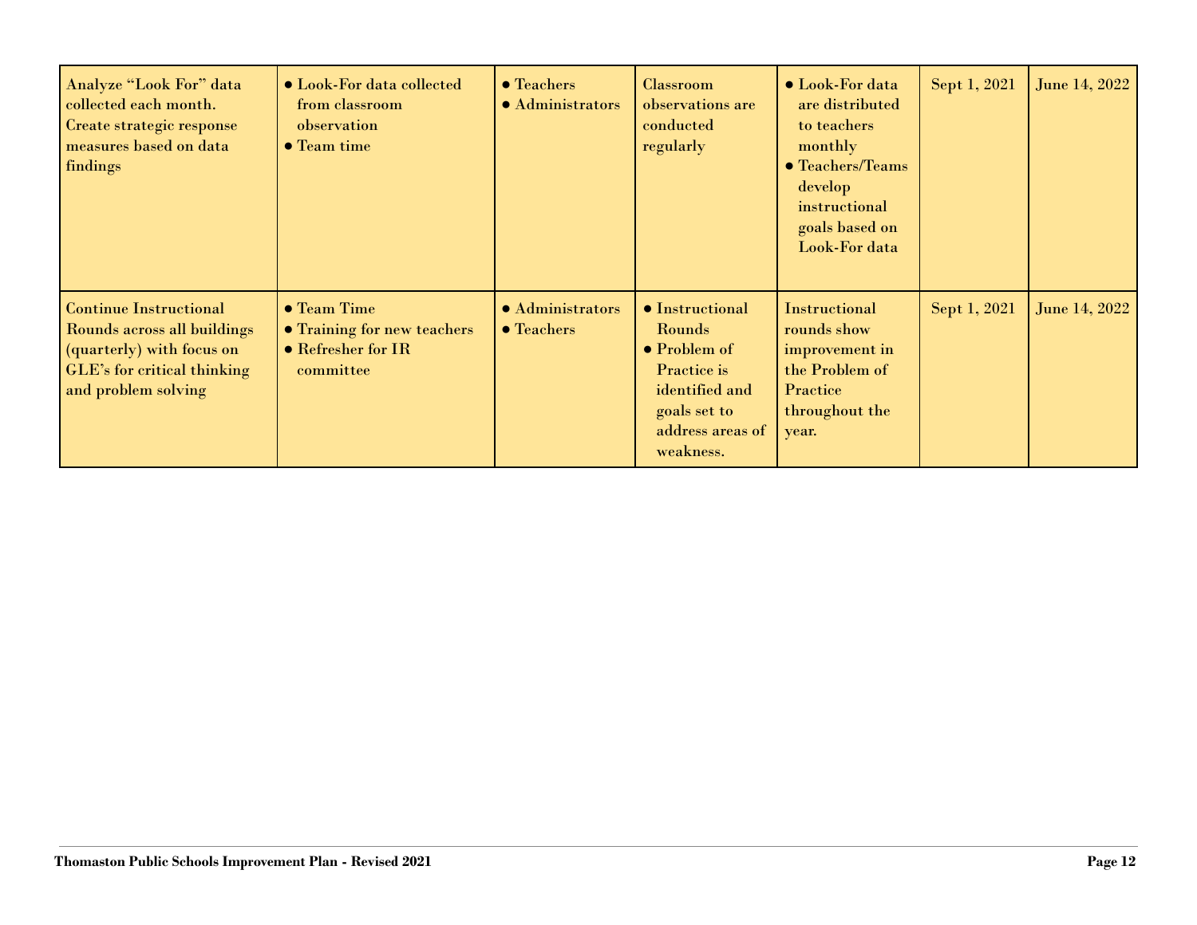| | | | | | | |
|---|---|---|---|---|---|---|
| Analyze "Look For" data collected each month. Create strategic response measures based on data findings | • Look-For data collected from classroom observation<br>• Team time | • Teachers<br>• Administrators | Classroom observations are conducted regularly | • Look-For data are distributed to teachers monthly<br>• Teachers/Teams develop instructional goals based on Look-For data | Sept 1, 2021 | June 14, 2022 |
| Continue Instructional Rounds across all buildings (quarterly) with focus on GLE's for critical thinking and problem solving | • Team Time<br>• Training for new teachers<br>• Refresher for IR committee | • Administrators<br>• Teachers | • Instructional Rounds<br>• Problem of Practice is identified and goals set to address areas of weakness. | Instructional rounds show improvement in the Problem of Practice throughout the year. | Sept 1, 2021 | June 14, 2022 |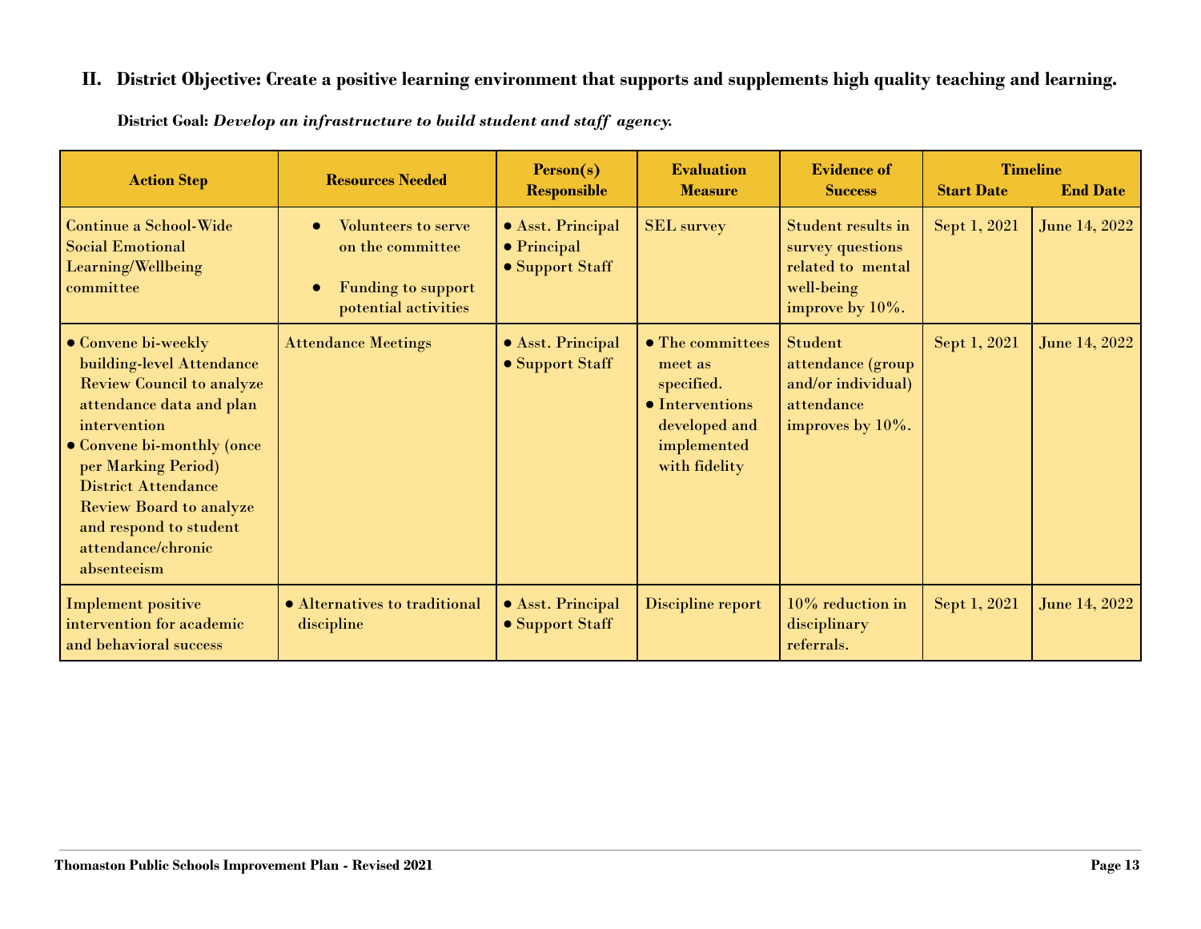## II. District Objective: Create a positive learning environment that supports and supplements high quality teaching and learning.

**District Goal:** ***Develop an infrastructure to build student and staff agency.***

| Action Step | Resources Needed | Person(s) Responsible | Evaluation Measure | Evidence of Success | Timeline | |
|---|---|---|---|---|---|---|
| | | | | | Start Date | End Date |
| Continue a School-Wide Social Emotional Learning/Wellbeing committee | • Volunteers to serve on the committee<br>• Funding to support potential activities | • Asst. Principal<br>• Principal<br>• Support Staff | SEL survey | Student results in survey questions related to mental well-being improve by 10%. | Sept 1, 2021 | June 14, 2022 |
| • Convene bi-weekly building-level Attendance Review Council to analyze attendance data and plan intervention<br>• Convene bi-monthly (once per Marking Period) District Attendance Review Board to analyze and respond to student attendance/chronic absenteeism | Attendance Meetings | • Asst. Principal<br>• Support Staff | • The committees meet as specified.<br>• Interventions developed and implemented with fidelity | Student attendance (group and/or individual) attendance improves by 10%. | Sept 1, 2021 | June 14, 2022 |
| Implement positive intervention for academic and behavioral success | • Alternatives to traditional discipline | • Asst. Principal<br>• Support Staff | Discipline report | 10% reduction in disciplinary referrals. | Sept 1, 2021 | June 14, 2022 |